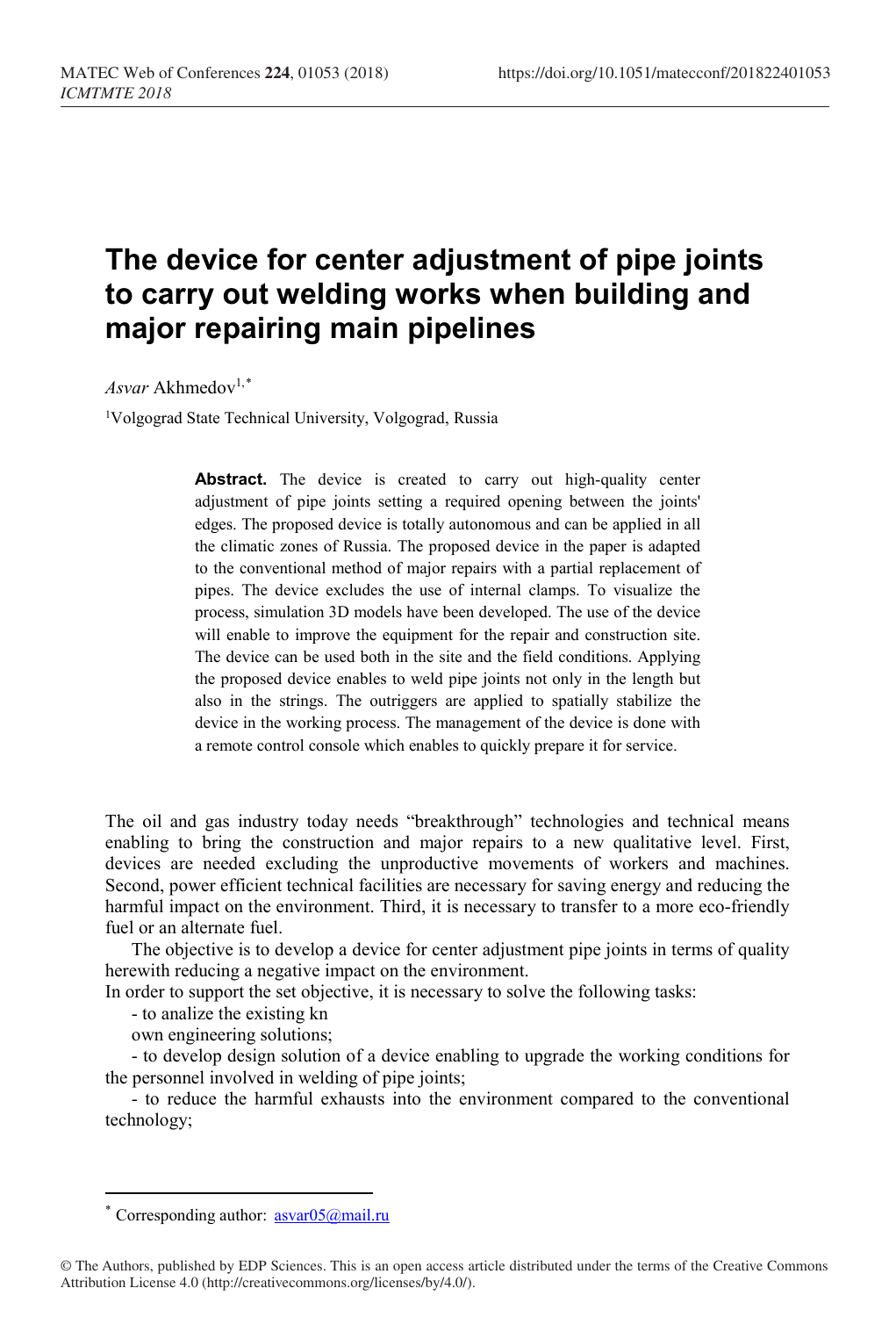# The device for center adjustment of pipe joints to carry out welding works when building and major repairing main pipelines

*Asvar* Akhmedov[1,*]

[1]Volgograd State Technical University, Volgograd, Russia

**Abstract.** The device is created to carry out high-quality center adjustment of pipe joints setting a required opening between the joints' edges. The proposed device is totally autonomous and can be applied in all the climatic zones of Russia. The proposed device in the paper is adapted to the conventional method of major repairs with a partial replacement of pipes. The device excludes the use of internal clamps. To visualize the process, simulation 3D models have been developed. The use of the device will enable to improve the equipment for the repair and construction site. The device can be used both in the site and the field conditions. Applying the proposed device enables to weld pipe joints not only in the length but also in the strings. The outriggers are applied to spatially stabilize the device in the working process. The management of the device is done with a remote control console which enables to quickly prepare it for service.

The oil and gas industry today needs "breakthrough" technologies and technical means enabling to bring the construction and major repairs to a new qualitative level. First, devices are needed excluding the unproductive movements of workers and machines. Second, power efficient technical facilities are necessary for saving energy and reducing the harmful impact on the environment. Third, it is necessary to transfer to a more eco-friendly fuel or an alternate fuel.

The objective is to develop a device for center adjustment pipe joints in terms of quality herewith reducing a negative impact on the environment.

In order to support the set objective, it is necessary to solve the following tasks:

- to analize the existing kn
  own engineering solutions;
- to develop design solution of a device enabling to upgrade the working conditions for the personnel involved in welding of pipe joints;
- to reduce the harmful exhausts into the environment compared to the conventional technology;

* Corresponding author: asvar05@mail.ru

© The Authors, published by EDP Sciences. This is an open access article distributed under the terms of the Creative Commons Attribution License 4.0 (http://creativecommons.org/licenses/by/4.0/).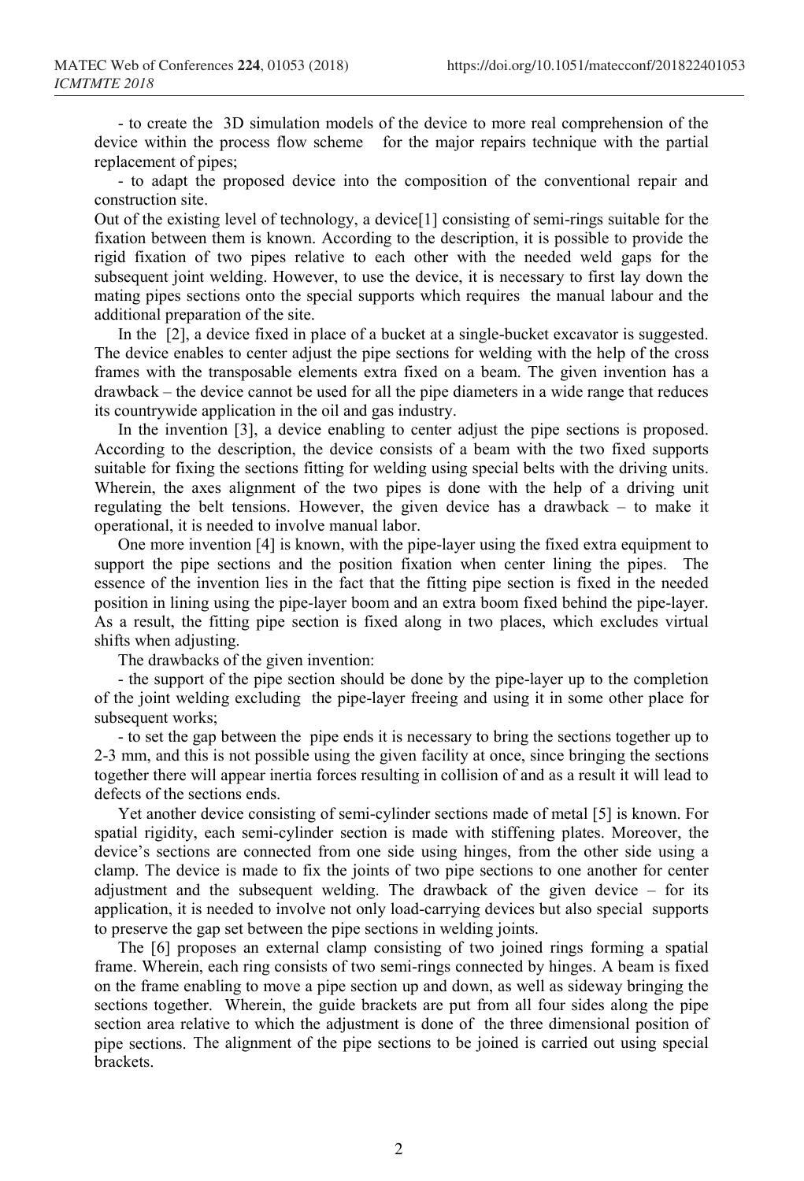- to create the 3D simulation models of the device to more real comprehension of the device within the process flow scheme for the major repairs technique with the partial replacement of pipes;

- to adapt the proposed device into the composition of the conventional repair and construction site.

Out of the existing level of technology, a device[1] consisting of semi-rings suitable for the fixation between them is known. According to the description, it is possible to provide the rigid fixation of two pipes relative to each other with the needed weld gaps for the subsequent joint welding. However, to use the device, it is necessary to first lay down the mating pipes sections onto the special supports which requires the manual labour and the additional preparation of the site.

In the [2], a device fixed in place of a bucket at a single-bucket excavator is suggested. The device enables to center adjust the pipe sections for welding with the help of the cross frames with the transposable elements extra fixed on a beam. The given invention has a drawback – the device cannot be used for all the pipe diameters in a wide range that reduces its countrywide application in the oil and gas industry.

In the invention [3], a device enabling to center adjust the pipe sections is proposed. According to the description, the device consists of a beam with the two fixed supports suitable for fixing the sections fitting for welding using special belts with the driving units. Wherein, the axes alignment of the two pipes is done with the help of a driving unit regulating the belt tensions. However, the given device has a drawback – to make it operational, it is needed to involve manual labor.

One more invention [4] is known, with the pipe-layer using the fixed extra equipment to support the pipe sections and the position fixation when center lining the pipes. The essence of the invention lies in the fact that the fitting pipe section is fixed in the needed position in lining using the pipe-layer boom and an extra boom fixed behind the pipe-layer. As a result, the fitting pipe section is fixed along in two places, which excludes virtual shifts when adjusting.

The drawbacks of the given invention:

- the support of the pipe section should be done by the pipe-layer up to the completion of the joint welding excluding the pipe-layer freeing and using it in some other place for subsequent works;

- to set the gap between the pipe ends it is necessary to bring the sections together up to 2-3 mm, and this is not possible using the given facility at once, since bringing the sections together there will appear inertia forces resulting in collision of and as a result it will lead to defects of the sections ends.

Yet another device consisting of semi-cylinder sections made of metal [5] is known. For spatial rigidity, each semi-cylinder section is made with stiffening plates. Moreover, the device's sections are connected from one side using hinges, from the other side using a clamp. The device is made to fix the joints of two pipe sections to one another for center adjustment and the subsequent welding. The drawback of the given device – for its application, it is needed to involve not only load-carrying devices but also special supports to preserve the gap set between the pipe sections in welding joints.

The [6] proposes an external clamp consisting of two joined rings forming a spatial frame. Wherein, each ring consists of two semi-rings connected by hinges. A beam is fixed on the frame enabling to move a pipe section up and down, as well as sideway bringing the sections together. Wherein, the guide brackets are put from all four sides along the pipe section area relative to which the adjustment is done of the three dimensional position of pipe sections. The alignment of the pipe sections to be joined is carried out using special brackets.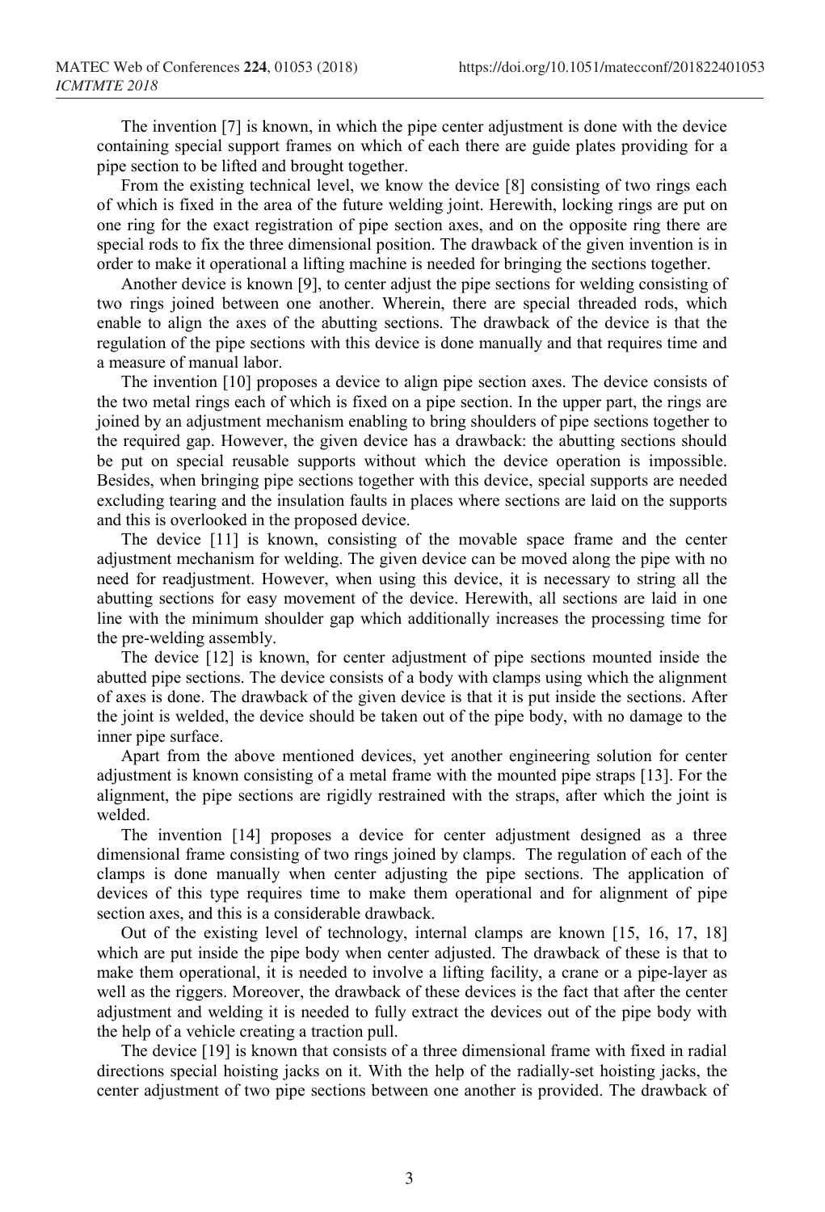The invention [7] is known, in which the pipe center adjustment is done with the device containing special support frames on which of each there are guide plates providing for a pipe section to be lifted and brought together.

From the existing technical level, we know the device [8] consisting of two rings each of which is fixed in the area of the future welding joint. Herewith, locking rings are put on one ring for the exact registration of pipe section axes, and on the opposite ring there are special rods to fix the three dimensional position. The drawback of the given invention is in order to make it operational a lifting machine is needed for bringing the sections together.

Another device is known [9], to center adjust the pipe sections for welding consisting of two rings joined between one another. Wherein, there are special threaded rods, which enable to align the axes of the abutting sections. The drawback of the device is that the regulation of the pipe sections with this device is done manually and that requires time and a measure of manual labor.

The invention [10] proposes a device to align pipe section axes. The device consists of the two metal rings each of which is fixed on a pipe section. In the upper part, the rings are joined by an adjustment mechanism enabling to bring shoulders of pipe sections together to the required gap. However, the given device has a drawback: the abutting sections should be put on special reusable supports without which the device operation is impossible. Besides, when bringing pipe sections together with this device, special supports are needed excluding tearing and the insulation faults in places where sections are laid on the supports and this is overlooked in the proposed device.

The device [11] is known, consisting of the movable space frame and the center adjustment mechanism for welding. The given device can be moved along the pipe with no need for readjustment. However, when using this device, it is necessary to string all the abutting sections for easy movement of the device. Herewith, all sections are laid in one line with the minimum shoulder gap which additionally increases the processing time for the pre-welding assembly.

The device [12] is known, for center adjustment of pipe sections mounted inside the abutted pipe sections. The device consists of a body with clamps using which the alignment of axes is done. The drawback of the given device is that it is put inside the sections. After the joint is welded, the device should be taken out of the pipe body, with no damage to the inner pipe surface.

Apart from the above mentioned devices, yet another engineering solution for center adjustment is known consisting of a metal frame with the mounted pipe straps [13]. For the alignment, the pipe sections are rigidly restrained with the straps, after which the joint is welded.

The invention [14] proposes a device for center adjustment designed as a three dimensional frame consisting of two rings joined by clamps. The regulation of each of the clamps is done manually when center adjusting the pipe sections. The application of devices of this type requires time to make them operational and for alignment of pipe section axes, and this is a considerable drawback.

Out of the existing level of technology, internal clamps are known [15, 16, 17, 18] which are put inside the pipe body when center adjusted. The drawback of these is that to make them operational, it is needed to involve a lifting facility, a crane or a pipe-layer as well as the riggers. Moreover, the drawback of these devices is the fact that after the center adjustment and welding it is needed to fully extract the devices out of the pipe body with the help of a vehicle creating a traction pull.

The device [19] is known that consists of a three dimensional frame with fixed in radial directions special hoisting jacks on it. With the help of the radially-set hoisting jacks, the center adjustment of two pipe sections between one another is provided. The drawback of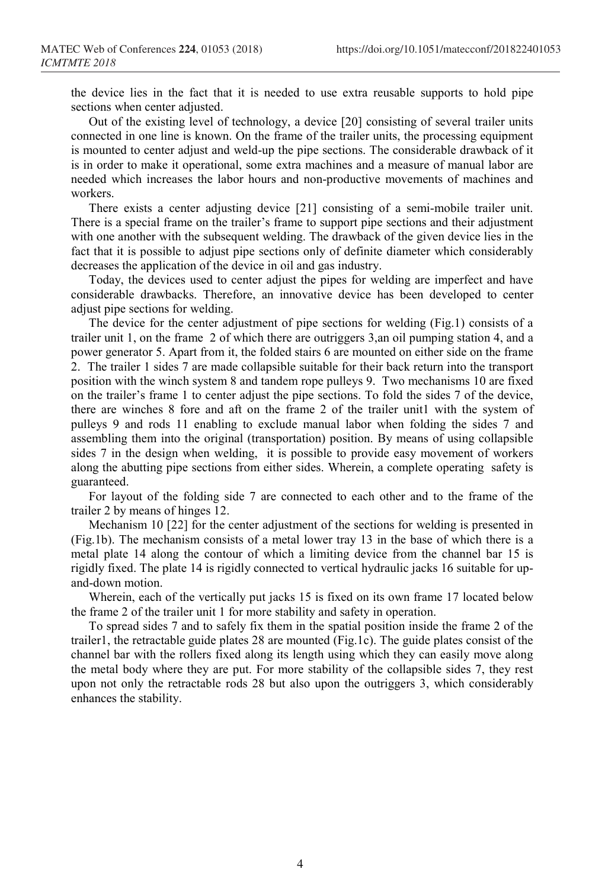the device lies in the fact that it is needed to use extra reusable supports to hold pipe sections when center adjusted.

Out of the existing level of technology, a device [20] consisting of several trailer units connected in one line is known. On the frame of the trailer units, the processing equipment is mounted to center adjust and weld-up the pipe sections. The considerable drawback of it is in order to make it operational, some extra machines and a measure of manual labor are needed which increases the labor hours and non-productive movements of machines and workers.

There exists a center adjusting device [21] consisting of a semi-mobile trailer unit. There is a special frame on the trailer's frame to support pipe sections and their adjustment with one another with the subsequent welding. The drawback of the given device lies in the fact that it is possible to adjust pipe sections only of definite diameter which considerably decreases the application of the device in oil and gas industry.

Today, the devices used to center adjust the pipes for welding are imperfect and have considerable drawbacks. Therefore, an innovative device has been developed to center adjust pipe sections for welding.

The device for the center adjustment of pipe sections for welding (Fig.1) consists of a trailer unit 1, on the frame 2 of which there are outriggers 3,an oil pumping station 4, and a power generator 5. Apart from it, the folded stairs 6 are mounted on either side on the frame 2. The trailer 1 sides 7 are made collapsible suitable for their back return into the transport position with the winch system 8 and tandem rope pulleys 9. Two mechanisms 10 are fixed on the trailer's frame 1 to center adjust the pipe sections. To fold the sides 7 of the device, there are winches 8 fore and aft on the frame 2 of the trailer unit1 with the system of pulleys 9 and rods 11 enabling to exclude manual labor when folding the sides 7 and assembling them into the original (transportation) position. By means of using collapsible sides 7 in the design when welding, it is possible to provide easy movement of workers along the abutting pipe sections from either sides. Wherein, a complete operating safety is guaranteed.

For layout of the folding side 7 are connected to each other and to the frame of the trailer 2 by means of hinges 12.

Mechanism 10 [22] for the center adjustment of the sections for welding is presented in (Fig.1b). The mechanism consists of a metal lower tray 13 in the base of which there is a metal plate 14 along the contour of which a limiting device from the channel bar 15 is rigidly fixed. The plate 14 is rigidly connected to vertical hydraulic jacks 16 suitable for up-and-down motion.

Wherein, each of the vertically put jacks 15 is fixed on its own frame 17 located below the frame 2 of the trailer unit 1 for more stability and safety in operation.

To spread sides 7 and to safely fix them in the spatial position inside the frame 2 of the trailer1, the retractable guide plates 28 are mounted (Fig.1c). The guide plates consist of the channel bar with the rollers fixed along its length using which they can easily move along the metal body where they are put. For more stability of the collapsible sides 7, they rest upon not only the retractable rods 28 but also upon the outriggers 3, which considerably enhances the stability.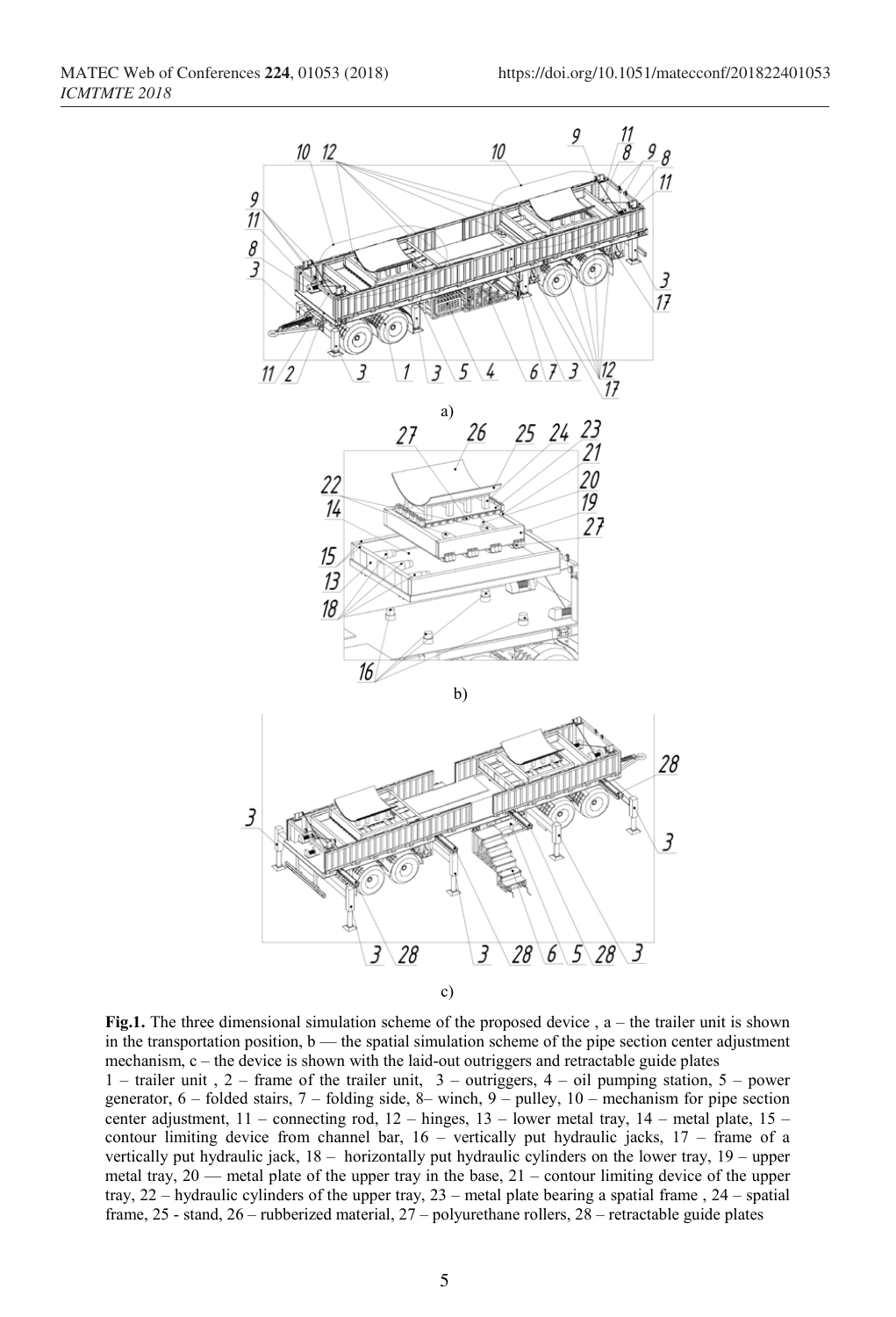a)

b)

c)

**Fig.1.** The three dimensional simulation scheme of the proposed device , a – the trailer unit is shown in the transportation position, b — the spatial simulation scheme of the pipe section center adjustment mechanism, c – the device is shown with the laid-out outriggers and retractable guide plates

1 – trailer unit , 2 – frame of the trailer unit, 3 – outriggers, 4 – oil pumping station, 5 – power generator, 6 – folded stairs, 7 – folding side, 8– winch, 9 – pulley, 10 – mechanism for pipe section center adjustment, 11 – connecting rod, 12 – hinges, 13 – lower metal tray, 14 – metal plate, 15 – contour limiting device from channel bar, 16 – vertically put hydraulic jacks, 17 – frame of a vertically put hydraulic jack, 18 – horizontally put hydraulic cylinders on the lower tray, 19 – upper metal tray, 20 — metal plate of the upper tray in the base, 21 – contour limiting device of the upper tray, 22 – hydraulic cylinders of the upper tray, 23 – metal plate bearing a spatial frame , 24 – spatial frame, 25 - stand, 26 – rubberized material, 27 – polyurethane rollers, 28 – retractable guide plates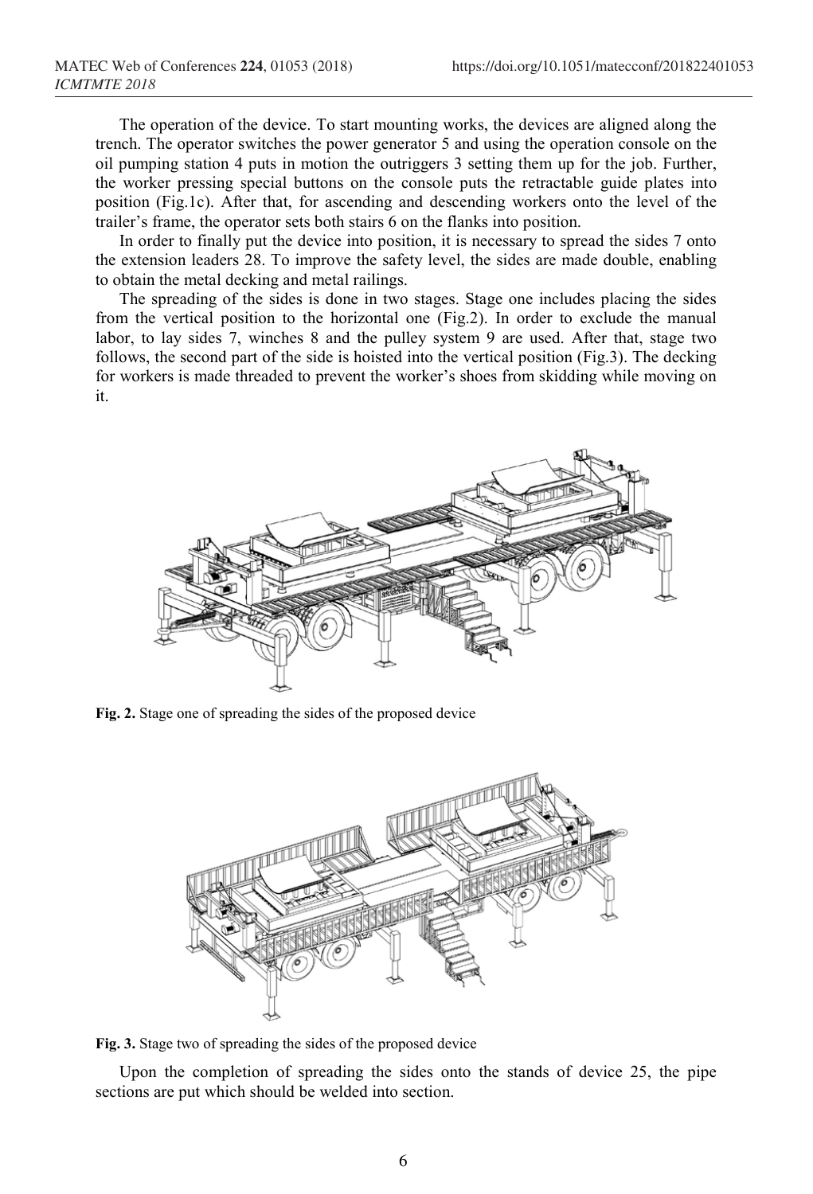The operation of the device. To start mounting works, the devices are aligned along the trench. The operator switches the power generator 5 and using the operation console on the oil pumping station 4 puts in motion the outriggers 3 setting them up for the job. Further, the worker pressing special buttons on the console puts the retractable guide plates into position (Fig.1c). After that, for ascending and descending workers onto the level of the trailer's frame, the operator sets both stairs 6 on the flanks into position.

In order to finally put the device into position, it is necessary to spread the sides 7 onto the extension leaders 28. To improve the safety level, the sides are made double, enabling to obtain the metal decking and metal railings.

The spreading of the sides is done in two stages. Stage one includes placing the sides from the vertical position to the horizontal one (Fig.2). In order to exclude the manual labor, to lay sides 7, winches 8 and the pulley system 9 are used. After that, stage two follows, the second part of the side is hoisted into the vertical position (Fig.3). The decking for workers is made threaded to prevent the worker's shoes from skidding while moving on it.

**Fig. 2.** Stage one of spreading the sides of the proposed device

**Fig. 3.** Stage two of spreading the sides of the proposed device

Upon the completion of spreading the sides onto the stands of device 25, the pipe sections are put which should be welded into section.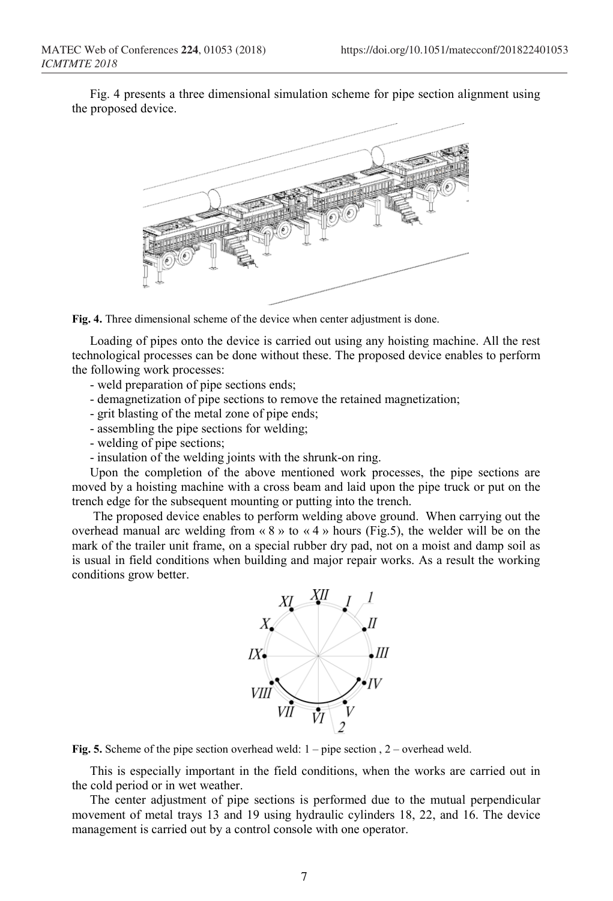Fig. 4 presents a three dimensional simulation scheme for pipe section alignment using the proposed device.

**Fig. 4.** Three dimensional scheme of the device when center adjustment is done.

Loading of pipes onto the device is carried out using any hoisting machine. All the rest technological processes can be done without these. The proposed device enables to perform the following work processes:

- weld preparation of pipe sections ends;
- demagnetization of pipe sections to remove the retained magnetization;
- grit blasting of the metal zone of pipe ends;
- assembling the pipe sections for welding;
- welding of pipe sections;
- insulation of the welding joints with the shrunk-on ring.

Upon the completion of the above mentioned work processes, the pipe sections are moved by a hoisting machine with a cross beam and laid upon the pipe truck or put on the trench edge for the subsequent mounting or putting into the trench.

The proposed device enables to perform welding above ground. When carrying out the overhead manual arc welding from « 8 » to « 4 » hours (Fig.5), the welder will be on the mark of the trailer unit frame, on a special rubber dry pad, not on a moist and damp soil as is usual in field conditions when building and major repair works. As a result the working conditions grow better.

**Fig. 5.** Scheme of the pipe section overhead weld: 1 – pipe section , 2 – overhead weld.

This is especially important in the field conditions, when the works are carried out in the cold period or in wet weather.

The center adjustment of pipe sections is performed due to the mutual perpendicular movement of metal trays 13 and 19 using hydraulic cylinders 18, 22, and 16. The device management is carried out by a control console with one operator.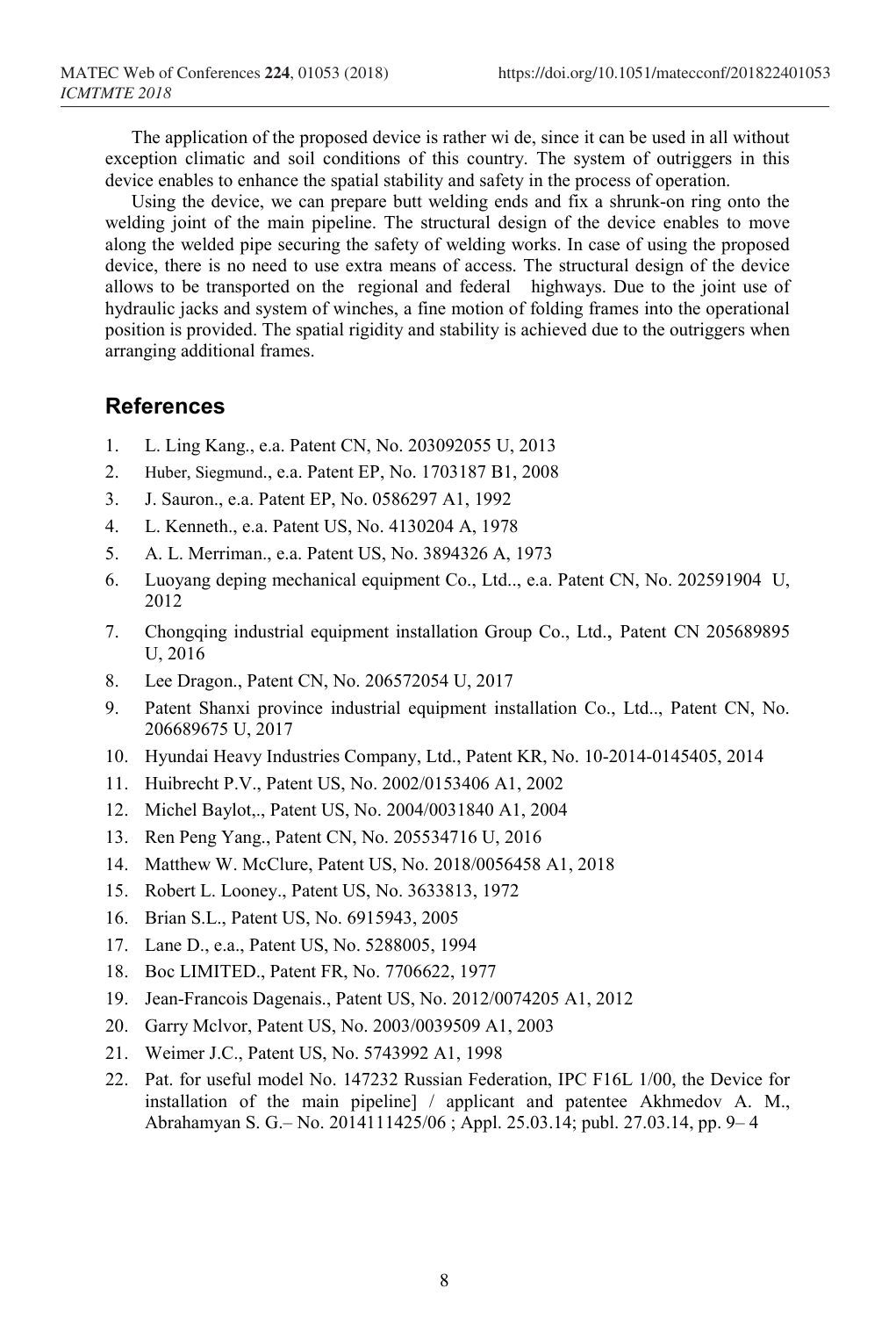The application of the proposed device is rather wi de, since it can be used in all without exception climatic and soil conditions of this country. The system of outriggers in this device enables to enhance the spatial stability and safety in the process of operation.

Using the device, we can prepare butt welding ends and fix a shrunk-on ring onto the welding joint of the main pipeline. The structural design of the device enables to move along the welded pipe securing the safety of welding works. In case of using the proposed device, there is no need to use extra means of access. The structural design of the device allows to be transported on the regional and federal highways. Due to the joint use of hydraulic jacks and system of winches, a fine motion of folding frames into the operational position is provided. The spatial rigidity and stability is achieved due to the outriggers when arranging additional frames.

## References

1. L. Ling Kang., e.a. Patent CN, No. 203092055 U, 2013
2. Huber, Siegmund., e.a. Patent EP, No. 1703187 B1, 2008
3. J. Sauron., e.a. Patent EP, No. 0586297 A1, 1992
4. L. Kenneth., e.a. Patent US, No. 4130204 A, 1978
5. A. L. Merriman., e.a. Patent US, No. 3894326 A, 1973
6. Luoyang deping mechanical equipment Co., Ltd.., e.a. Patent CN, No. 202591904 U, 2012
7. Chongqing industrial equipment installation Group Co., Ltd., Patent CN 205689895 U, 2016
8. Lee Dragon., Patent CN, No. 206572054 U, 2017
9. Patent Shanxi province industrial equipment installation Co., Ltd.., Patent CN, No. 206689675 U, 2017
10. Hyundai Heavy Industries Company, Ltd., Patent KR, No. 10-2014-0145405, 2014
11. Huibrecht P.V., Patent US, No. 2002/0153406 A1, 2002
12. Michel Baylot,., Patent US, No. 2004/0031840 A1, 2004
13. Ren Peng Yang., Patent CN, No. 205534716 U, 2016
14. Matthew W. McClure, Patent US, No. 2018/0056458 A1, 2018
15. Robert L. Looney., Patent US, No. 3633813, 1972
16. Brian S.L., Patent US, No. 6915943, 2005
17. Lane D., e.a., Patent US, No. 5288005, 1994
18. Boc LIMITED., Patent FR, No. 7706622, 1977
19. Jean-Francois Dagenais., Patent US, No. 2012/0074205 A1, 2012
20. Garry Mclvor, Patent US, No. 2003/0039509 A1, 2003
21. Weimer J.C., Patent US, No. 5743992 A1, 1998
22. Pat. for useful model No. 147232 Russian Federation, IPC F16L 1/00, the Device for installation of the main pipeline] / applicant and patentee Akhmedov A. M., Abrahamyan S. G.– No. 2014111425/06 ; Appl. 25.03.14; publ. 27.03.14, pp. 9– 4